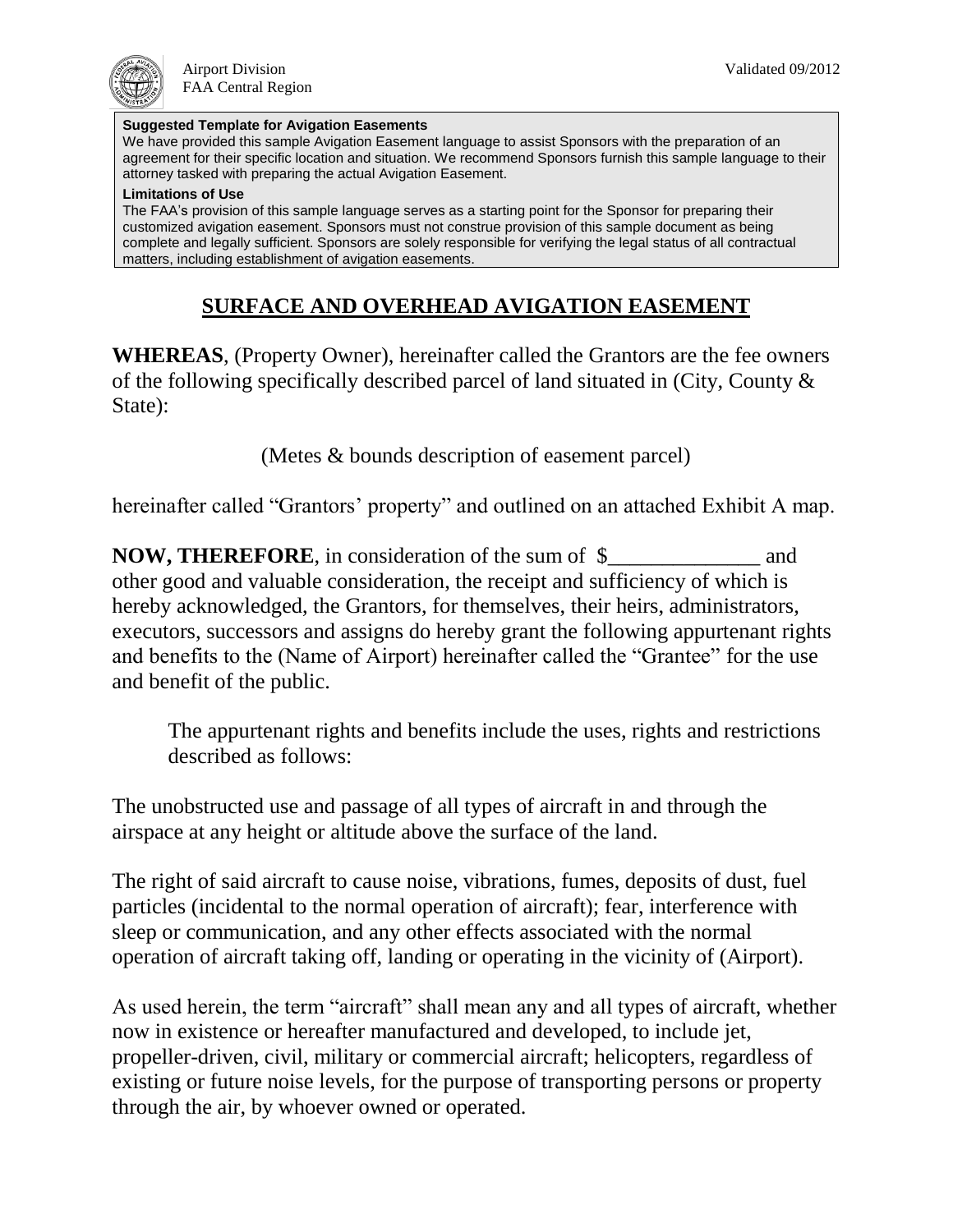Airport Division
FAA Central Region

Validated 09/2012

**Suggested Template for Avigation Easements**
We have provided this sample Avigation Easement language to assist Sponsors with the preparation of an agreement for their specific location and situation. We recommend Sponsors furnish this sample language to their attorney tasked with preparing the actual Avigation Easement.

**Limitations of Use**
The FAA's provision of this sample language serves as a starting point for the Sponsor for preparing their customized avigation easement. Sponsors must not construe provision of this sample document as being complete and legally sufficient. Sponsors are solely responsible for verifying the legal status of all contractual matters, including establishment of avigation easements.

# SURFACE AND OVERHEAD AVIGATION EASEMENT

**WHEREAS**, (Property Owner), hereinafter called the Grantors are the fee owners of the following specifically described parcel of land situated in (City, County & State):

(Metes & bounds description of easement parcel)

hereinafter called "Grantors' property" and outlined on an attached Exhibit A map.

**NOW, THEREFORE**, in consideration of the sum of $______________ and other good and valuable consideration, the receipt and sufficiency of which is hereby acknowledged, the Grantors, for themselves, their heirs, administrators, executors, successors and assigns do hereby grant the following appurtenant rights and benefits to the (Name of Airport) hereinafter called the "Grantee" for the use and benefit of the public.

The appurtenant rights and benefits include the uses, rights and restrictions described as follows:

The unobstructed use and passage of all types of aircraft in and through the airspace at any height or altitude above the surface of the land.

The right of said aircraft to cause noise, vibrations, fumes, deposits of dust, fuel particles (incidental to the normal operation of aircraft); fear, interference with sleep or communication, and any other effects associated with the normal operation of aircraft taking off, landing or operating in the vicinity of (Airport).

As used herein, the term "aircraft" shall mean any and all types of aircraft, whether now in existence or hereafter manufactured and developed, to include jet, propeller-driven, civil, military or commercial aircraft; helicopters, regardless of existing or future noise levels, for the purpose of transporting persons or property through the air, by whoever owned or operated.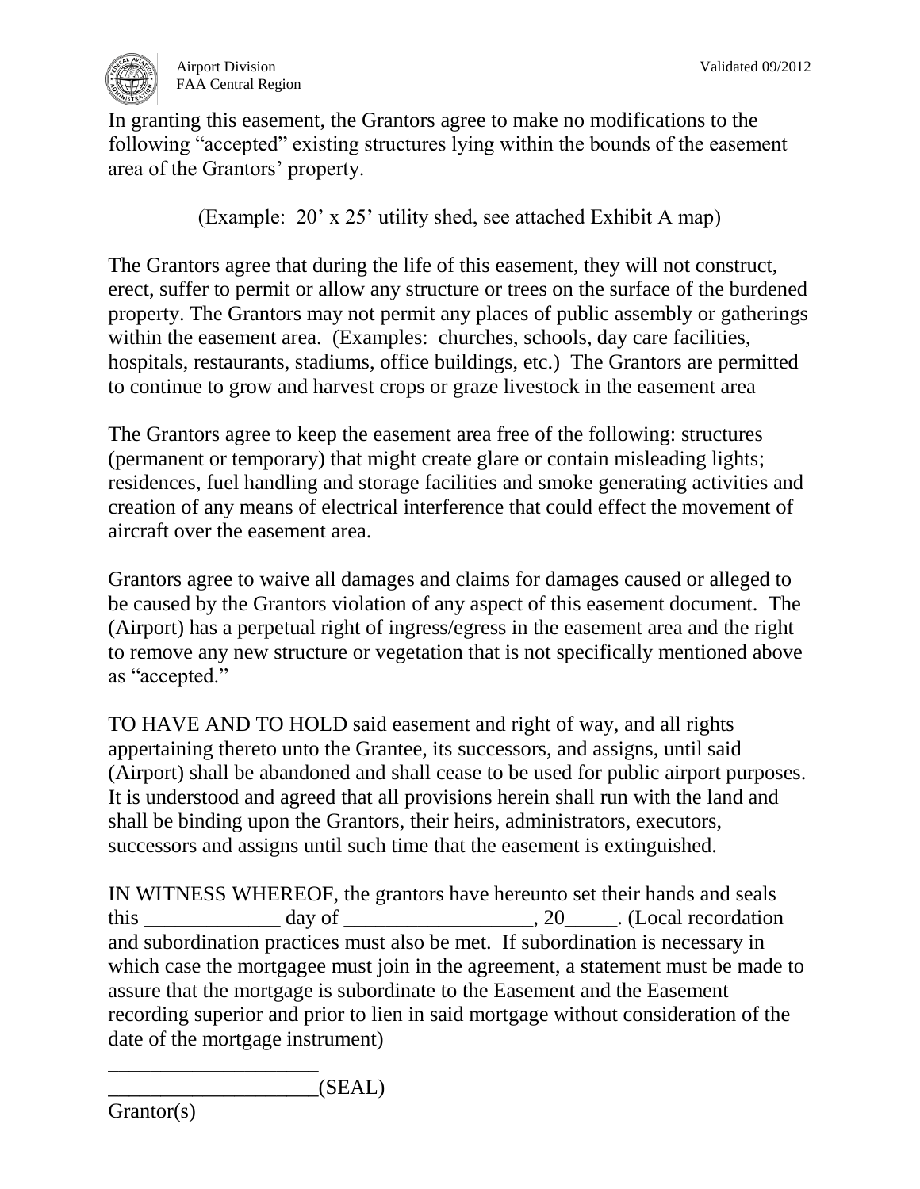In granting this easement, the Grantors agree to make no modifications to the following "accepted" existing structures lying within the bounds of the easement area of the Grantors' property.

(Example: 20' x 25' utility shed, see attached Exhibit A map)

The Grantors agree that during the life of this easement, they will not construct, erect, suffer to permit or allow any structure or trees on the surface of the burdened property. The Grantors may not permit any places of public assembly or gatherings within the easement area. (Examples: churches, schools, day care facilities, hospitals, restaurants, stadiums, office buildings, etc.) The Grantors are permitted to continue to grow and harvest crops or graze livestock in the easement area

The Grantors agree to keep the easement area free of the following: structures (permanent or temporary) that might create glare or contain misleading lights; residences, fuel handling and storage facilities and smoke generating activities and creation of any means of electrical interference that could effect the movement of aircraft over the easement area.

Grantors agree to waive all damages and claims for damages caused or alleged to be caused by the Grantors violation of any aspect of this easement document. The (Airport) has a perpetual right of ingress/egress in the easement area and the right to remove any new structure or vegetation that is not specifically mentioned above as "accepted."

TO HAVE AND TO HOLD said easement and right of way, and all rights appertaining thereto unto the Grantee, its successors, and assigns, until said (Airport) shall be abandoned and shall cease to be used for public airport purposes. It is understood and agreed that all provisions herein shall run with the land and shall be binding upon the Grantors, their heirs, administrators, executors, successors and assigns until such time that the easement is extinguished.

IN WITNESS WHEREOF, the grantors have hereunto set their hands and seals this _____________ day of __________________, 20_____. (Local recordation and subordination practices must also be met. If subordination is necessary in which case the mortgagee must join in the agreement, a statement must be made to assure that the mortgage is subordinate to the Easement and the Easement recording superior and prior to lien in said mortgage without consideration of the date of the mortgage instrument)

____________________

____________________(SEAL)

Grantor(s)